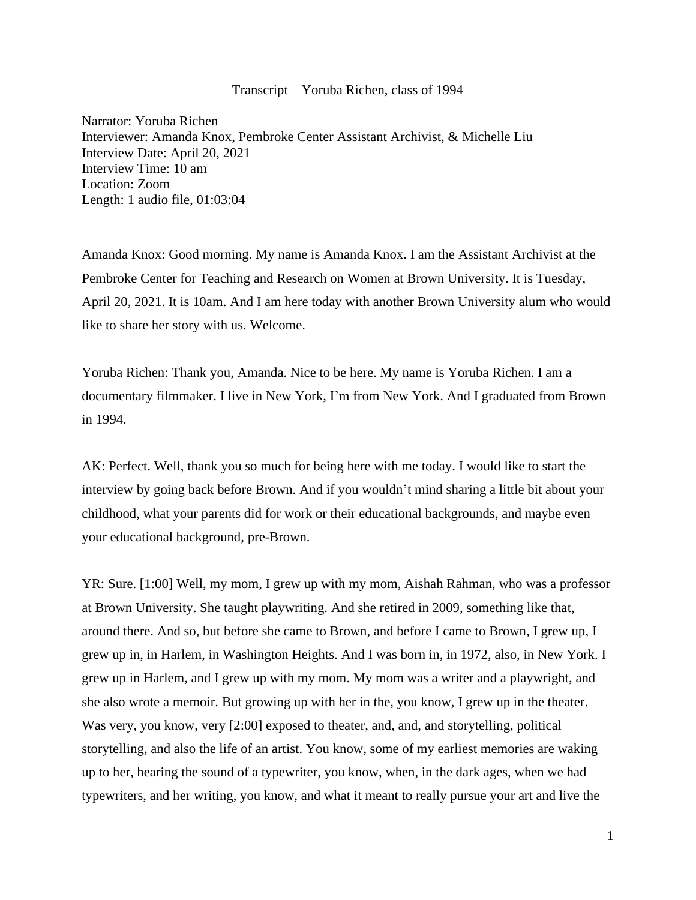Transcript – Yoruba Richen, class of 1994

Narrator: Yoruba Richen
Interviewer: Amanda Knox, Pembroke Center Assistant Archivist, & Michelle Liu
Interview Date: April 20, 2021
Interview Time: 10 am
Location: Zoom
Length: 1 audio file, 01:03:04

Amanda Knox: Good morning. My name is Amanda Knox. I am the Assistant Archivist at the Pembroke Center for Teaching and Research on Women at Brown University. It is Tuesday, April 20, 2021. It is 10am. And I am here today with another Brown University alum who would like to share her story with us. Welcome.

Yoruba Richen: Thank you, Amanda. Nice to be here. My name is Yoruba Richen. I am a documentary filmmaker. I live in New York, I'm from New York. And I graduated from Brown in 1994.

AK: Perfect. Well, thank you so much for being here with me today. I would like to start the interview by going back before Brown. And if you wouldn't mind sharing a little bit about your childhood, what your parents did for work or their educational backgrounds, and maybe even your educational background, pre-Brown.

YR: Sure. [1:00] Well, my mom, I grew up with my mom, Aishah Rahman, who was a professor at Brown University. She taught playwriting. And she retired in 2009, something like that, around there. And so, but before she came to Brown, and before I came to Brown, I grew up, I grew up in, in Harlem, in Washington Heights. And I was born in, in 1972, also, in New York. I grew up in Harlem, and I grew up with my mom. My mom was a writer and a playwright, and she also wrote a memoir. But growing up with her in the, you know, I grew up in the theater. Was very, you know, very [2:00] exposed to theater, and, and, and storytelling, political storytelling, and also the life of an artist. You know, some of my earliest memories are waking up to her, hearing the sound of a typewriter, you know, when, in the dark ages, when we had typewriters, and her writing, you know, and what it meant to really pursue your art and live the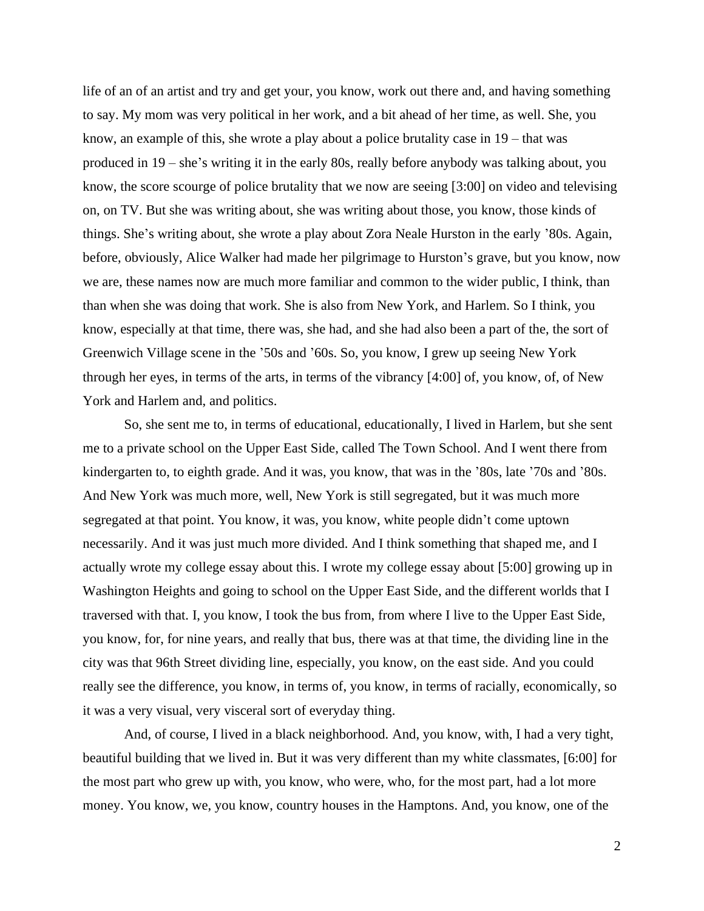life of an of an artist and try and get your, you know, work out there and, and having something to say. My mom was very political in her work, and a bit ahead of her time, as well. She, you know, an example of this, she wrote a play about a police brutality case in 19 – that was produced in 19 – she's writing it in the early 80s, really before anybody was talking about, you know, the score scourge of police brutality that we now are seeing [3:00] on video and televising on, on TV. But she was writing about, she was writing about those, you know, those kinds of things. She's writing about, she wrote a play about Zora Neale Hurston in the early '80s. Again, before, obviously, Alice Walker had made her pilgrimage to Hurston's grave, but you know, now we are, these names now are much more familiar and common to the wider public, I think, than than when she was doing that work. She is also from New York, and Harlem. So I think, you know, especially at that time, there was, she had, and she had also been a part of the, the sort of Greenwich Village scene in the '50s and '60s. So, you know, I grew up seeing New York through her eyes, in terms of the arts, in terms of the vibrancy [4:00] of, you know, of, of New York and Harlem and, and politics.

So, she sent me to, in terms of educational, educationally, I lived in Harlem, but she sent me to a private school on the Upper East Side, called The Town School. And I went there from kindergarten to, to eighth grade. And it was, you know, that was in the '80s, late '70s and '80s. And New York was much more, well, New York is still segregated, but it was much more segregated at that point. You know, it was, you know, white people didn't come uptown necessarily. And it was just much more divided. And I think something that shaped me, and I actually wrote my college essay about this. I wrote my college essay about [5:00] growing up in Washington Heights and going to school on the Upper East Side, and the different worlds that I traversed with that. I, you know, I took the bus from, from where I live to the Upper East Side, you know, for, for nine years, and really that bus, there was at that time, the dividing line in the city was that 96th Street dividing line, especially, you know, on the east side. And you could really see the difference, you know, in terms of, you know, in terms of racially, economically, so it was a very visual, very visceral sort of everyday thing.

And, of course, I lived in a black neighborhood. And, you know, with, I had a very tight, beautiful building that we lived in. But it was very different than my white classmates, [6:00] for the most part who grew up with, you know, who were, who, for the most part, had a lot more money. You know, we, you know, country houses in the Hamptons. And, you know, one of the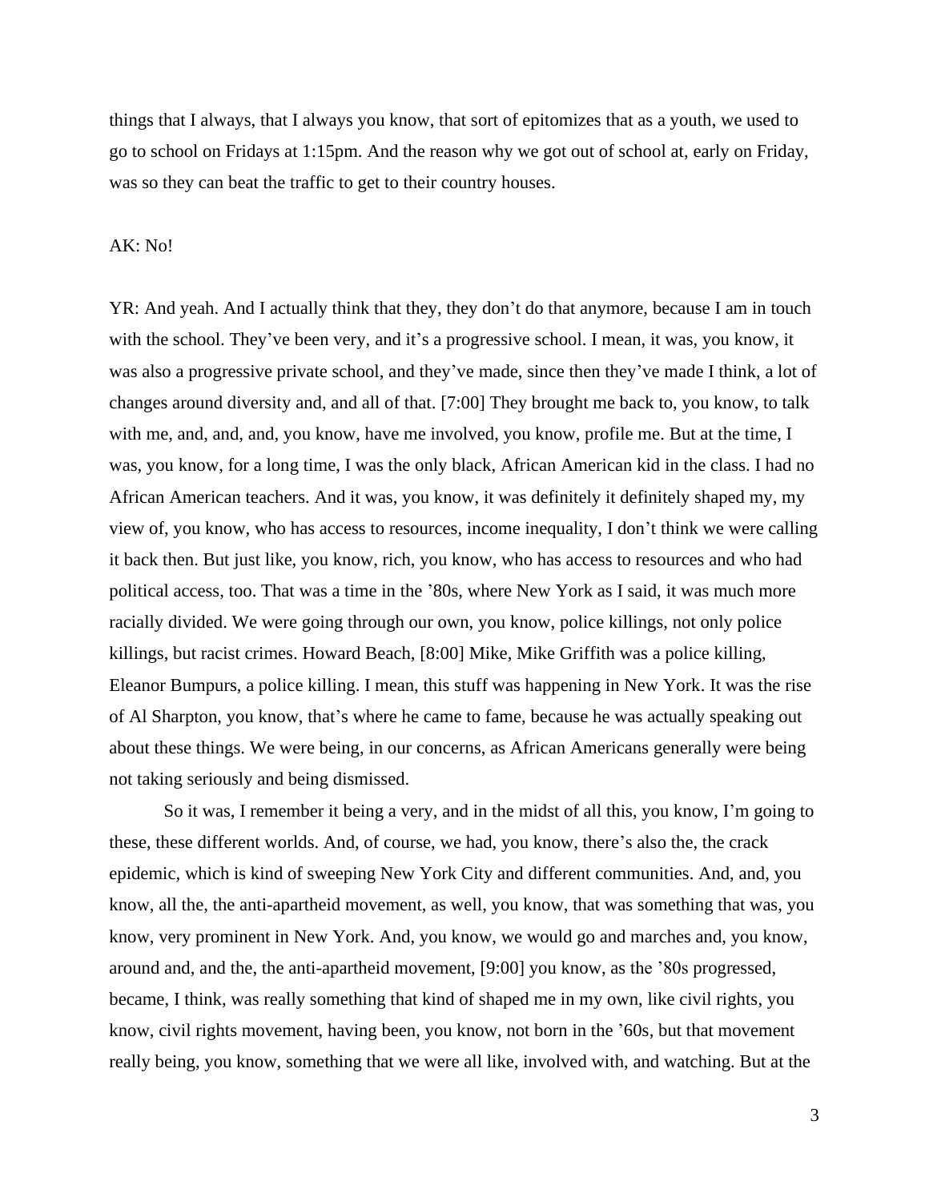things that I always, that I always you know, that sort of epitomizes that as a youth, we used to go to school on Fridays at 1:15pm. And the reason why we got out of school at, early on Friday, was so they can beat the traffic to get to their country houses.

AK: No!

YR: And yeah. And I actually think that they, they don't do that anymore, because I am in touch with the school. They've been very, and it's a progressive school. I mean, it was, you know, it was also a progressive private school, and they've made, since then they've made I think, a lot of changes around diversity and, and all of that. [7:00] They brought me back to, you know, to talk with me, and, and, and, you know, have me involved, you know, profile me. But at the time, I was, you know, for a long time, I was the only black, African American kid in the class. I had no African American teachers. And it was, you know, it was definitely it definitely shaped my, my view of, you know, who has access to resources, income inequality, I don't think we were calling it back then. But just like, you know, rich, you know, who has access to resources and who had political access, too. That was a time in the '80s, where New York as I said, it was much more racially divided. We were going through our own, you know, police killings, not only police killings, but racist crimes. Howard Beach, [8:00] Mike, Mike Griffith was a police killing, Eleanor Bumpurs, a police killing. I mean, this stuff was happening in New York. It was the rise of Al Sharpton, you know, that's where he came to fame, because he was actually speaking out about these things. We were being, in our concerns, as African Americans generally were being not taking seriously and being dismissed.

So it was, I remember it being a very, and in the midst of all this, you know, I'm going to these, these different worlds. And, of course, we had, you know, there's also the, the crack epidemic, which is kind of sweeping New York City and different communities. And, and, you know, all the, the anti-apartheid movement, as well, you know, that was something that was, you know, very prominent in New York. And, you know, we would go and marches and, you know, around and, and the, the anti-apartheid movement, [9:00] you know, as the '80s progressed, became, I think, was really something that kind of shaped me in my own, like civil rights, you know, civil rights movement, having been, you know, not born in the '60s, but that movement really being, you know, something that we were all like, involved with, and watching. But at the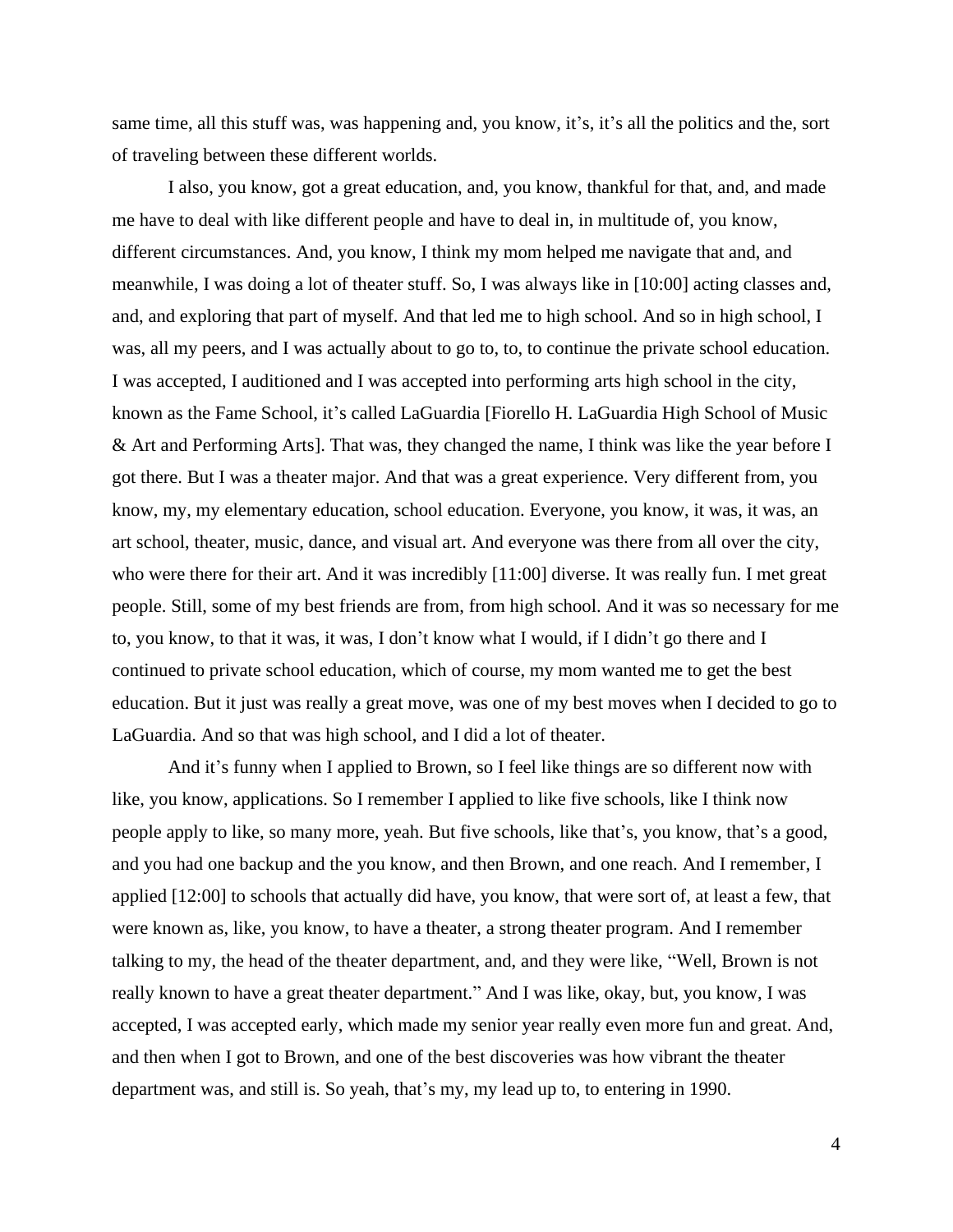same time, all this stuff was, was happening and, you know, it's, it's all the politics and the, sort of traveling between these different worlds.

I also, you know, got a great education, and, you know, thankful for that, and, and made me have to deal with like different people and have to deal in, in multitude of, you know, different circumstances. And, you know, I think my mom helped me navigate that and, and meanwhile, I was doing a lot of theater stuff. So, I was always like in [10:00] acting classes and, and, and exploring that part of myself. And that led me to high school. And so in high school, I was, all my peers, and I was actually about to go to, to, to continue the private school education. I was accepted, I auditioned and I was accepted into performing arts high school in the city, known as the Fame School, it's called LaGuardia [Fiorello H. LaGuardia High School of Music & Art and Performing Arts]. That was, they changed the name, I think was like the year before I got there. But I was a theater major. And that was a great experience. Very different from, you know, my, my elementary education, school education. Everyone, you know, it was, it was, an art school, theater, music, dance, and visual art. And everyone was there from all over the city, who were there for their art. And it was incredibly [11:00] diverse. It was really fun. I met great people. Still, some of my best friends are from, from high school. And it was so necessary for me to, you know, to that it was, it was, I don't know what I would, if I didn't go there and I continued to private school education, which of course, my mom wanted me to get the best education. But it just was really a great move, was one of my best moves when I decided to go to LaGuardia. And so that was high school, and I did a lot of theater.

And it's funny when I applied to Brown, so I feel like things are so different now with like, you know, applications. So I remember I applied to like five schools, like I think now people apply to like, so many more, yeah. But five schools, like that's, you know, that's a good, and you had one backup and the you know, and then Brown, and one reach. And I remember, I applied [12:00] to schools that actually did have, you know, that were sort of, at least a few, that were known as, like, you know, to have a theater, a strong theater program. And I remember talking to my, the head of the theater department, and, and they were like, "Well, Brown is not really known to have a great theater department." And I was like, okay, but, you know, I was accepted, I was accepted early, which made my senior year really even more fun and great. And, and then when I got to Brown, and one of the best discoveries was how vibrant the theater department was, and still is. So yeah, that's my, my lead up to, to entering in 1990.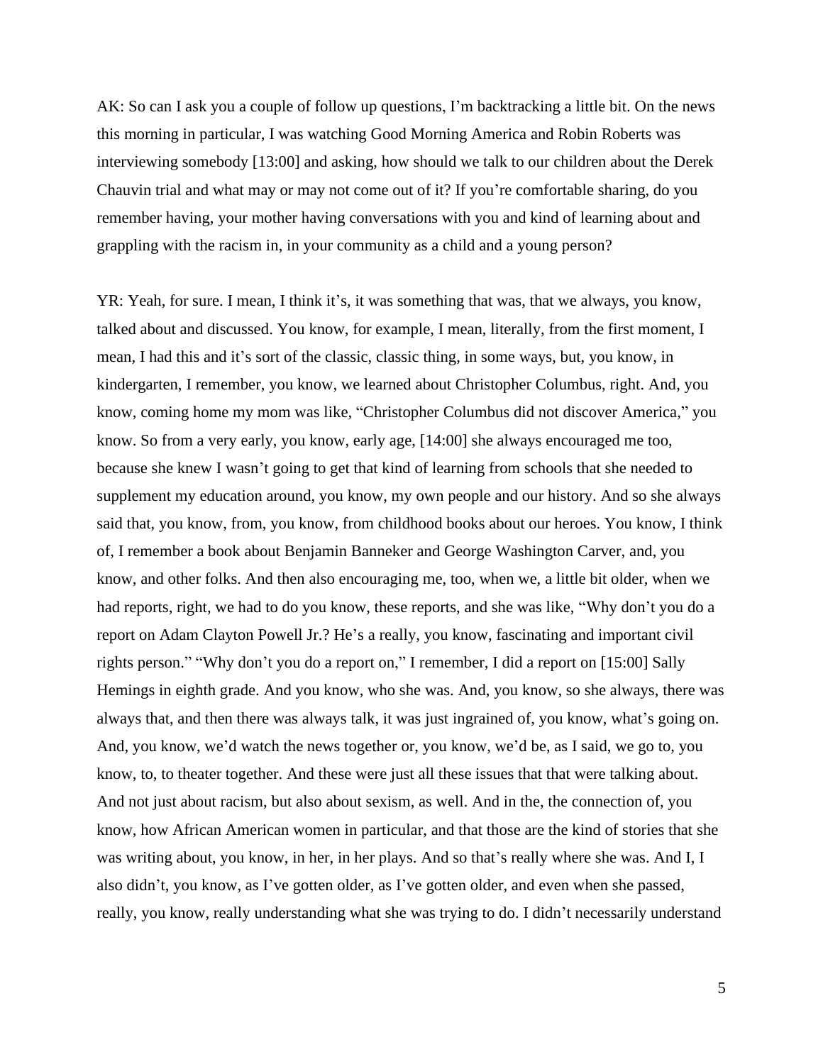AK: So can I ask you a couple of follow up questions, I'm backtracking a little bit. On the news this morning in particular, I was watching Good Morning America and Robin Roberts was interviewing somebody [13:00] and asking, how should we talk to our children about the Derek Chauvin trial and what may or may not come out of it? If you're comfortable sharing, do you remember having, your mother having conversations with you and kind of learning about and grappling with the racism in, in your community as a child and a young person?

YR: Yeah, for sure. I mean, I think it's, it was something that was, that we always, you know, talked about and discussed. You know, for example, I mean, literally, from the first moment, I mean, I had this and it's sort of the classic, classic thing, in some ways, but, you know, in kindergarten, I remember, you know, we learned about Christopher Columbus, right. And, you know, coming home my mom was like, "Christopher Columbus did not discover America," you know. So from a very early, you know, early age, [14:00] she always encouraged me too, because she knew I wasn't going to get that kind of learning from schools that she needed to supplement my education around, you know, my own people and our history. And so she always said that, you know, from, you know, from childhood books about our heroes. You know, I think of, I remember a book about Benjamin Banneker and George Washington Carver, and, you know, and other folks. And then also encouraging me, too, when we, a little bit older, when we had reports, right, we had to do you know, these reports, and she was like, "Why don't you do a report on Adam Clayton Powell Jr.? He's a really, you know, fascinating and important civil rights person." "Why don't you do a report on," I remember, I did a report on [15:00] Sally Hemings in eighth grade. And you know, who she was. And, you know, so she always, there was always that, and then there was always talk, it was just ingrained of, you know, what's going on. And, you know, we'd watch the news together or, you know, we'd be, as I said, we go to, you know, to, to theater together. And these were just all these issues that that were talking about. And not just about racism, but also about sexism, as well. And in the, the connection of, you know, how African American women in particular, and that those are the kind of stories that she was writing about, you know, in her, in her plays. And so that's really where she was. And I, I also didn't, you know, as I've gotten older, as I've gotten older, and even when she passed, really, you know, really understanding what she was trying to do. I didn't necessarily understand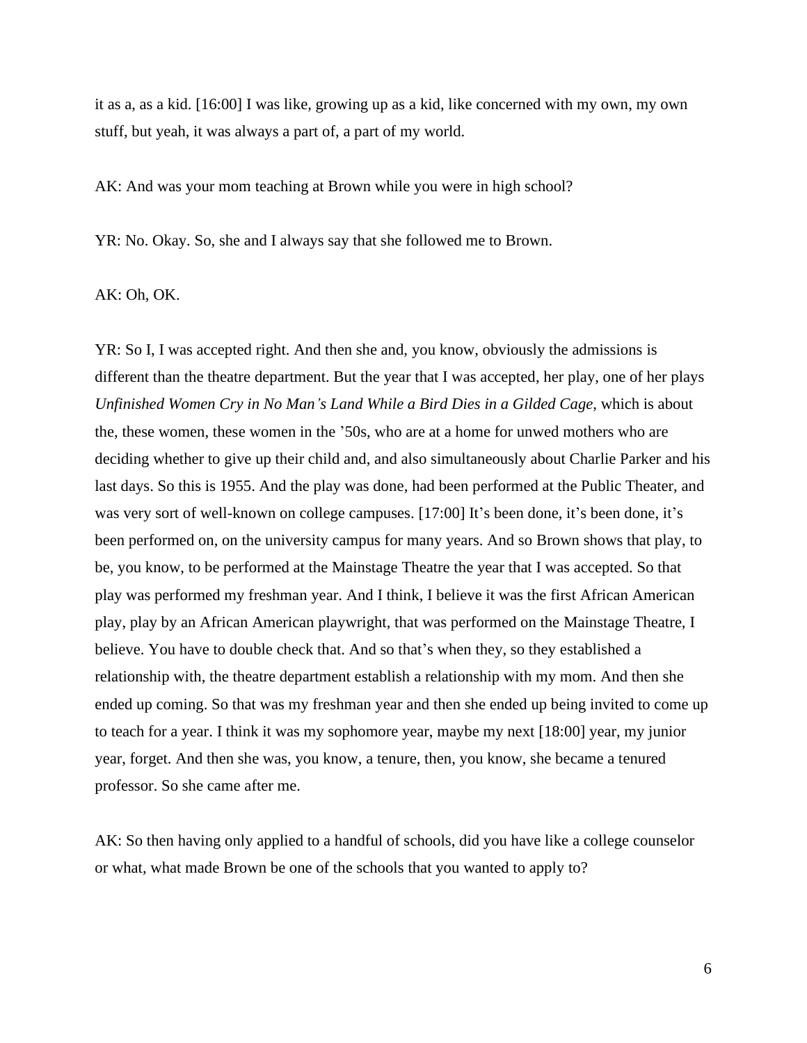it as a, as a kid. [16:00] I was like, growing up as a kid, like concerned with my own, my own stuff, but yeah, it was always a part of, a part of my world.

AK: And was your mom teaching at Brown while you were in high school?

YR: No. Okay. So, she and I always say that she followed me to Brown.

AK: Oh, OK.

YR: So I, I was accepted right. And then she and, you know, obviously the admissions is different than the theatre department. But the year that I was accepted, her play, one of her plays *Unfinished Women Cry in No Man's Land While a Bird Dies in a Gilded Cage*, which is about the, these women, these women in the '50s, who are at a home for unwed mothers who are deciding whether to give up their child and, and also simultaneously about Charlie Parker and his last days. So this is 1955. And the play was done, had been performed at the Public Theater, and was very sort of well-known on college campuses. [17:00] It's been done, it's been done, it's been performed on, on the university campus for many years. And so Brown shows that play, to be, you know, to be performed at the Mainstage Theatre the year that I was accepted. So that play was performed my freshman year. And I think, I believe it was the first African American play, play by an African American playwright, that was performed on the Mainstage Theatre, I believe. You have to double check that. And so that's when they, so they established a relationship with, the theatre department establish a relationship with my mom. And then she ended up coming. So that was my freshman year and then she ended up being invited to come up to teach for a year. I think it was my sophomore year, maybe my next [18:00] year, my junior year, forget. And then she was, you know, a tenure, then, you know, she became a tenured professor. So she came after me.

AK: So then having only applied to a handful of schools, did you have like a college counselor or what, what made Brown be one of the schools that you wanted to apply to?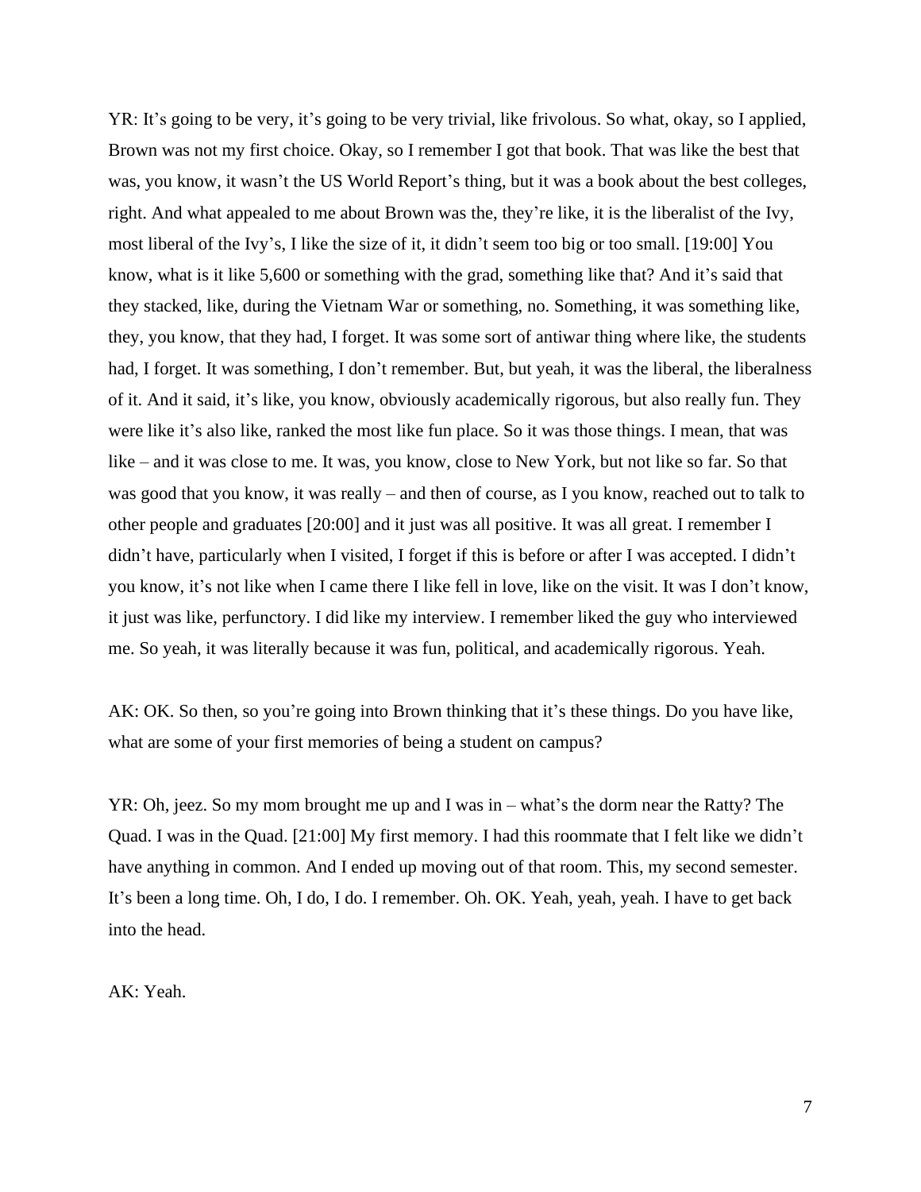YR: It's going to be very, it's going to be very trivial, like frivolous. So what, okay, so I applied, Brown was not my first choice. Okay, so I remember I got that book. That was like the best that was, you know, it wasn't the US World Report's thing, but it was a book about the best colleges, right. And what appealed to me about Brown was the, they're like, it is the liberalist of the Ivy, most liberal of the Ivy's, I like the size of it, it didn't seem too big or too small. [19:00] You know, what is it like 5,600 or something with the grad, something like that? And it's said that they stacked, like, during the Vietnam War or something, no. Something, it was something like, they, you know, that they had, I forget. It was some sort of antiwar thing where like, the students had, I forget. It was something, I don't remember. But, but yeah, it was the liberal, the liberalness of it. And it said, it's like, you know, obviously academically rigorous, but also really fun. They were like it's also like, ranked the most like fun place. So it was those things. I mean, that was like – and it was close to me. It was, you know, close to New York, but not like so far. So that was good that you know, it was really – and then of course, as I you know, reached out to talk to other people and graduates [20:00] and it just was all positive. It was all great. I remember I didn't have, particularly when I visited, I forget if this is before or after I was accepted. I didn't you know, it's not like when I came there I like fell in love, like on the visit. It was I don't know, it just was like, perfunctory. I did like my interview. I remember liked the guy who interviewed me. So yeah, it was literally because it was fun, political, and academically rigorous. Yeah.

AK: OK. So then, so you're going into Brown thinking that it's these things. Do you have like, what are some of your first memories of being a student on campus?

YR: Oh, jeez. So my mom brought me up and I was in – what's the dorm near the Ratty? The Quad. I was in the Quad. [21:00] My first memory. I had this roommate that I felt like we didn't have anything in common. And I ended up moving out of that room. This, my second semester. It's been a long time. Oh, I do, I do. I remember. Oh. OK. Yeah, yeah, yeah. I have to get back into the head.

AK: Yeah.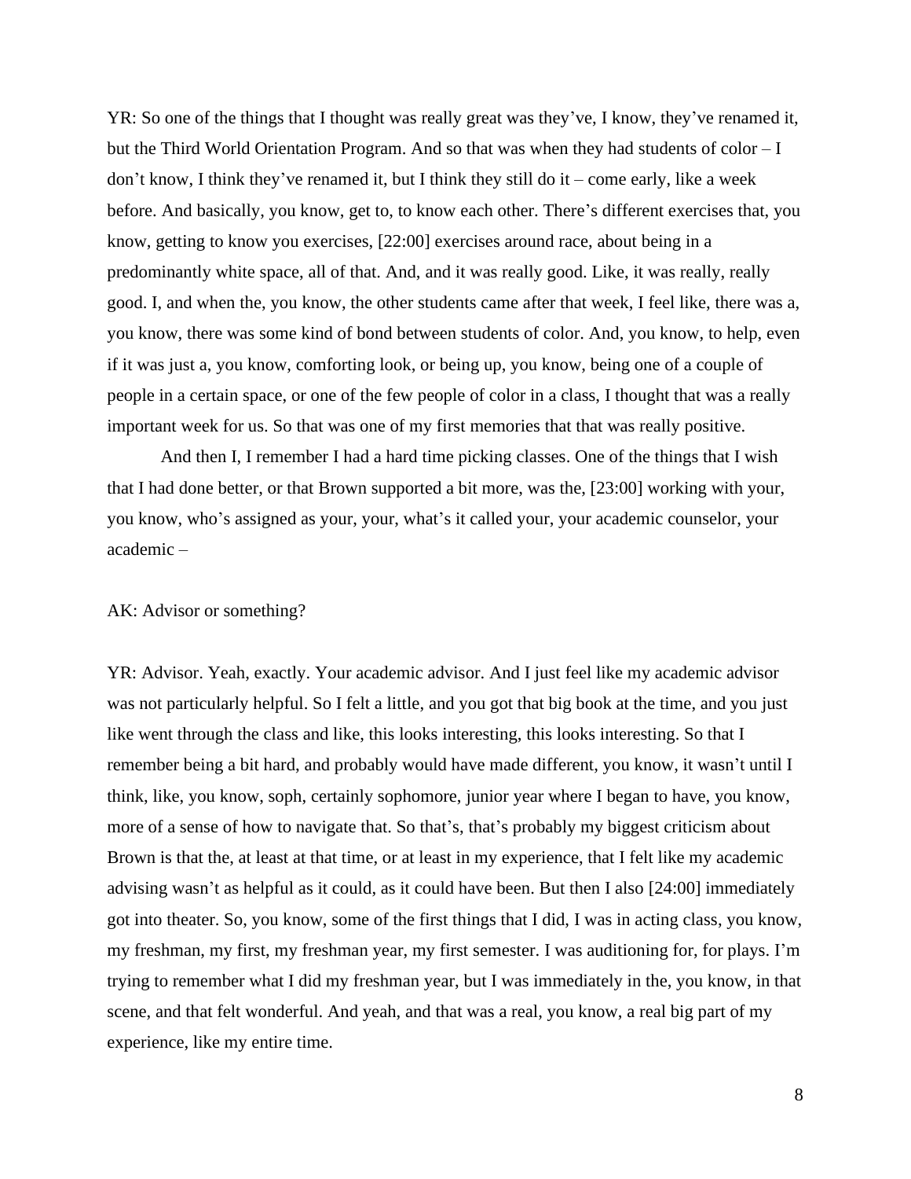YR: So one of the things that I thought was really great was they've, I know, they've renamed it, but the Third World Orientation Program. And so that was when they had students of color – I don't know, I think they've renamed it, but I think they still do it – come early, like a week before. And basically, you know, get to, to know each other. There's different exercises that, you know, getting to know you exercises, [22:00] exercises around race, about being in a predominantly white space, all of that. And, and it was really good. Like, it was really, really good. I, and when the, you know, the other students came after that week, I feel like, there was a, you know, there was some kind of bond between students of color. And, you know, to help, even if it was just a, you know, comforting look, or being up, you know, being one of a couple of people in a certain space, or one of the few people of color in a class, I thought that was a really important week for us. So that was one of my first memories that that was really positive.

And then I, I remember I had a hard time picking classes. One of the things that I wish that I had done better, or that Brown supported a bit more, was the, [23:00] working with your, you know, who's assigned as your, your, what's it called your, your academic counselor, your academic –

AK: Advisor or something?

YR: Advisor. Yeah, exactly. Your academic advisor. And I just feel like my academic advisor was not particularly helpful. So I felt a little, and you got that big book at the time, and you just like went through the class and like, this looks interesting, this looks interesting. So that I remember being a bit hard, and probably would have made different, you know, it wasn't until I think, like, you know, soph, certainly sophomore, junior year where I began to have, you know, more of a sense of how to navigate that. So that's, that's probably my biggest criticism about Brown is that the, at least at that time, or at least in my experience, that I felt like my academic advising wasn't as helpful as it could, as it could have been. But then I also [24:00] immediately got into theater. So, you know, some of the first things that I did, I was in acting class, you know, my freshman, my first, my freshman year, my first semester. I was auditioning for, for plays. I'm trying to remember what I did my freshman year, but I was immediately in the, you know, in that scene, and that felt wonderful. And yeah, and that was a real, you know, a real big part of my experience, like my entire time.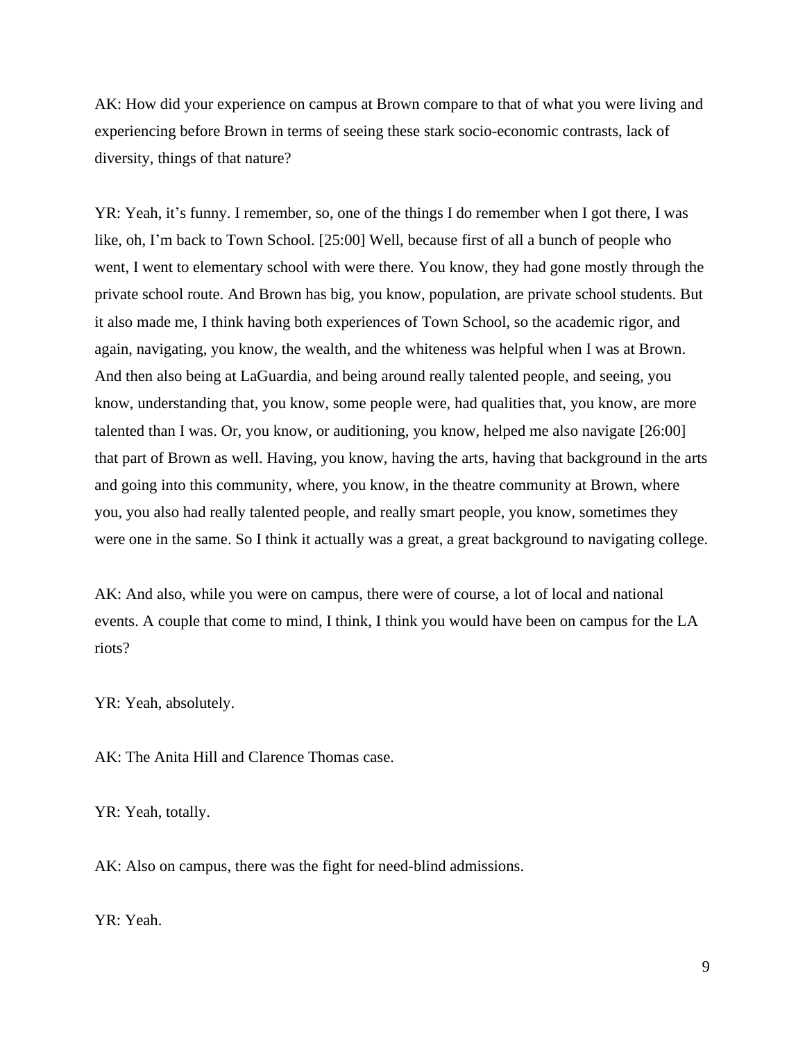AK: How did your experience on campus at Brown compare to that of what you were living and experiencing before Brown in terms of seeing these stark socio-economic contrasts, lack of diversity, things of that nature?

YR: Yeah, it's funny. I remember, so, one of the things I do remember when I got there, I was like, oh, I'm back to Town School. [25:00] Well, because first of all a bunch of people who went, I went to elementary school with were there. You know, they had gone mostly through the private school route. And Brown has big, you know, population, are private school students. But it also made me, I think having both experiences of Town School, so the academic rigor, and again, navigating, you know, the wealth, and the whiteness was helpful when I was at Brown. And then also being at LaGuardia, and being around really talented people, and seeing, you know, understanding that, you know, some people were, had qualities that, you know, are more talented than I was. Or, you know, or auditioning, you know, helped me also navigate [26:00] that part of Brown as well. Having, you know, having the arts, having that background in the arts and going into this community, where, you know, in the theatre community at Brown, where you, you also had really talented people, and really smart people, you know, sometimes they were one in the same. So I think it actually was a great, a great background to navigating college.

AK: And also, while you were on campus, there were of course, a lot of local and national events. A couple that come to mind, I think, I think you would have been on campus for the LA riots?

YR: Yeah, absolutely.

AK: The Anita Hill and Clarence Thomas case.

YR: Yeah, totally.

AK: Also on campus, there was the fight for need-blind admissions.

YR: Yeah.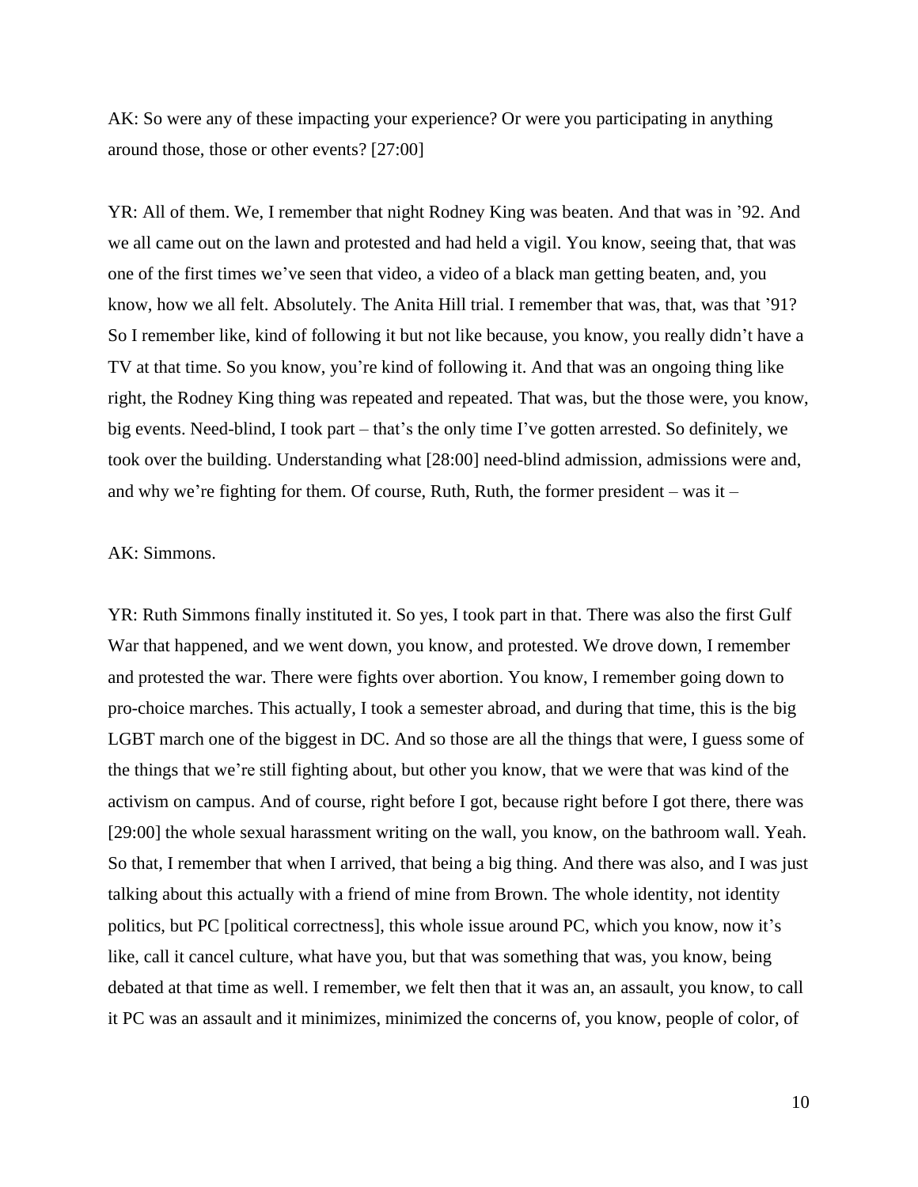AK: So were any of these impacting your experience? Or were you participating in anything around those, those or other events? [27:00]

YR: All of them. We, I remember that night Rodney King was beaten. And that was in ’92. And we all came out on the lawn and protested and had held a vigil. You know, seeing that, that was one of the first times we’ve seen that video, a video of a black man getting beaten, and, you know, how we all felt. Absolutely. The Anita Hill trial. I remember that was, that, was that ’91? So I remember like, kind of following it but not like because, you know, you really didn’t have a TV at that time. So you know, you’re kind of following it. And that was an ongoing thing like right, the Rodney King thing was repeated and repeated. That was, but the those were, you know, big events. Need-blind, I took part – that’s the only time I’ve gotten arrested. So definitely, we took over the building. Understanding what [28:00] need-blind admission, admissions were and, and why we’re fighting for them. Of course, Ruth, Ruth, the former president – was it –

AK: Simmons.

YR: Ruth Simmons finally instituted it. So yes, I took part in that. There was also the first Gulf War that happened, and we went down, you know, and protested. We drove down, I remember and protested the war. There were fights over abortion. You know, I remember going down to pro-choice marches. This actually, I took a semester abroad, and during that time, this is the big LGBT march one of the biggest in DC. And so those are all the things that were, I guess some of the things that we’re still fighting about, but other you know, that we were that was kind of the activism on campus. And of course, right before I got, because right before I got there, there was [29:00] the whole sexual harassment writing on the wall, you know, on the bathroom wall. Yeah. So that, I remember that when I arrived, that being a big thing. And there was also, and I was just talking about this actually with a friend of mine from Brown. The whole identity, not identity politics, but PC [political correctness], this whole issue around PC, which you know, now it’s like, call it cancel culture, what have you, but that was something that was, you know, being debated at that time as well. I remember, we felt then that it was an, an assault, you know, to call it PC was an assault and it minimizes, minimized the concerns of, you know, people of color, of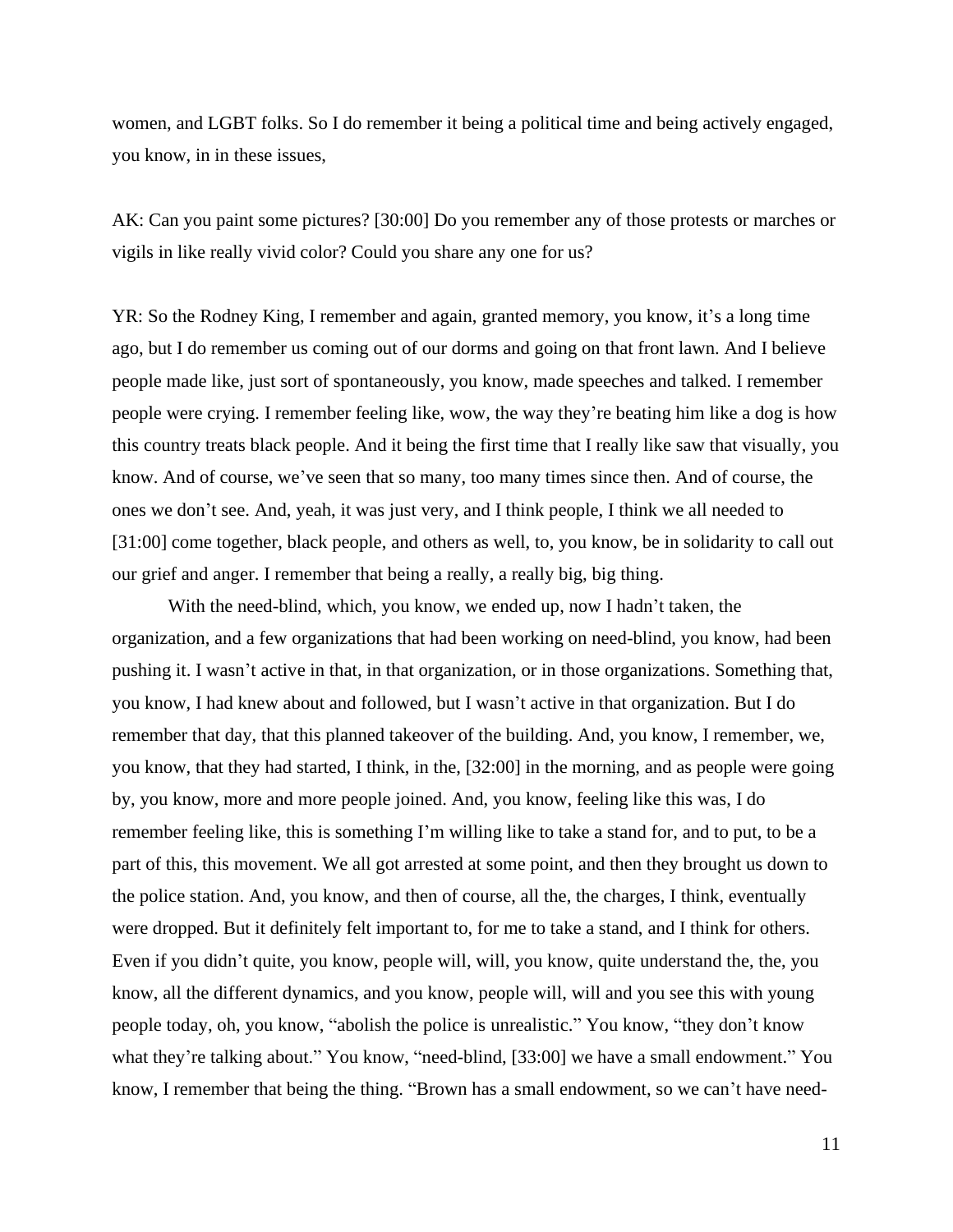women, and LGBT folks. So I do remember it being a political time and being actively engaged, you know, in in these issues,

AK: Can you paint some pictures? [30:00] Do you remember any of those protests or marches or vigils in like really vivid color? Could you share any one for us?

YR: So the Rodney King, I remember and again, granted memory, you know, it's a long time ago, but I do remember us coming out of our dorms and going on that front lawn. And I believe people made like, just sort of spontaneously, you know, made speeches and talked. I remember people were crying. I remember feeling like, wow, the way they're beating him like a dog is how this country treats black people. And it being the first time that I really like saw that visually, you know. And of course, we've seen that so many, too many times since then. And of course, the ones we don't see. And, yeah, it was just very, and I think people, I think we all needed to [31:00] come together, black people, and others as well, to, you know, be in solidarity to call out our grief and anger. I remember that being a really, a really big, big thing.

With the need-blind, which, you know, we ended up, now I hadn't taken, the organization, and a few organizations that had been working on need-blind, you know, had been pushing it. I wasn't active in that, in that organization, or in those organizations. Something that, you know, I had knew about and followed, but I wasn't active in that organization. But I do remember that day, that this planned takeover of the building. And, you know, I remember, we, you know, that they had started, I think, in the, [32:00] in the morning, and as people were going by, you know, more and more people joined. And, you know, feeling like this was, I do remember feeling like, this is something I'm willing like to take a stand for, and to put, to be a part of this, this movement. We all got arrested at some point, and then they brought us down to the police station. And, you know, and then of course, all the, the charges, I think, eventually were dropped. But it definitely felt important to, for me to take a stand, and I think for others. Even if you didn't quite, you know, people will, will, you know, quite understand the, the, you know, all the different dynamics, and you know, people will, will and you see this with young people today, oh, you know, "abolish the police is unrealistic." You know, "they don't know what they're talking about." You know, "need-blind, [33:00] we have a small endowment." You know, I remember that being the thing. "Brown has a small endowment, so we can't have need-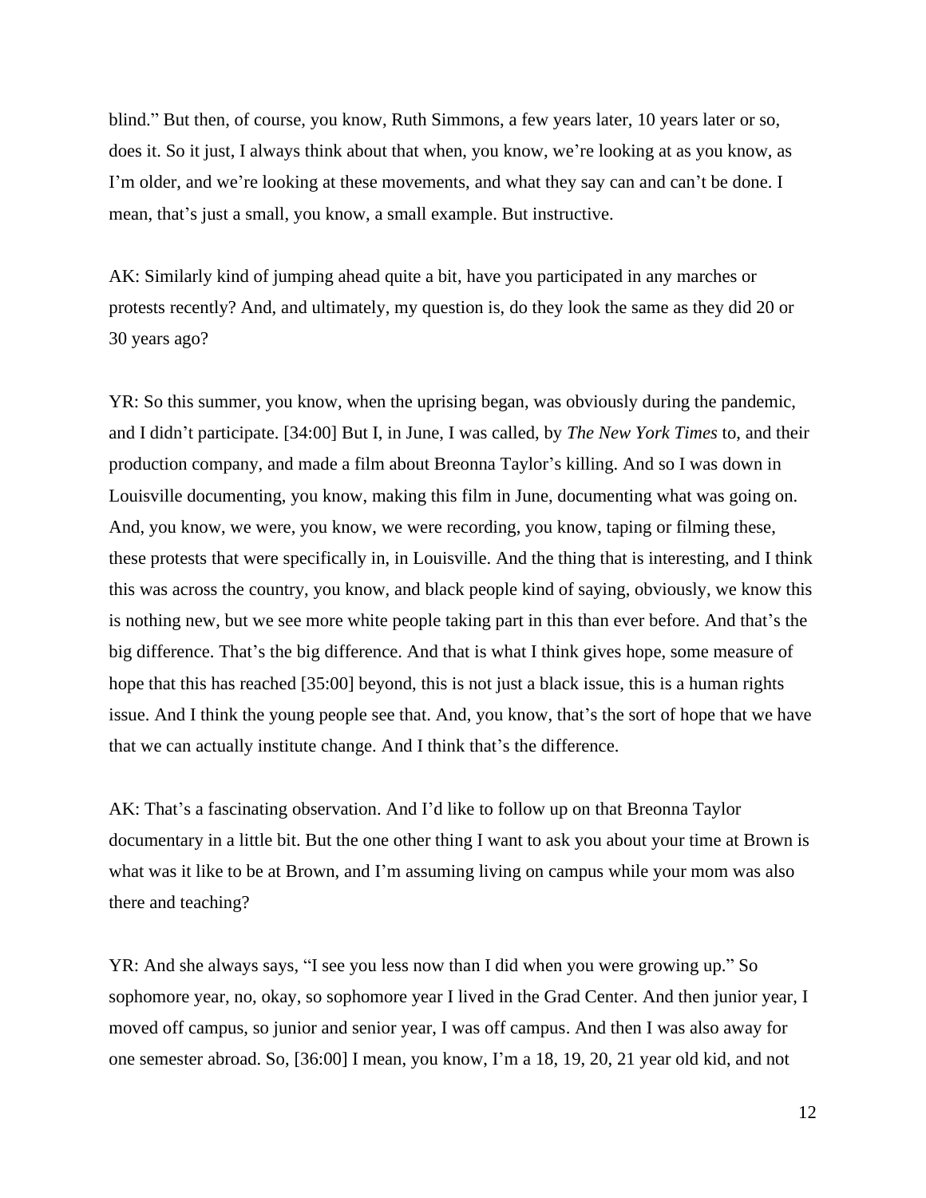blind." But then, of course, you know, Ruth Simmons, a few years later, 10 years later or so, does it. So it just, I always think about that when, you know, we're looking at as you know, as I'm older, and we're looking at these movements, and what they say can and can't be done. I mean, that's just a small, you know, a small example. But instructive.

AK: Similarly kind of jumping ahead quite a bit, have you participated in any marches or protests recently? And, and ultimately, my question is, do they look the same as they did 20 or 30 years ago?

YR: So this summer, you know, when the uprising began, was obviously during the pandemic, and I didn't participate. [34:00] But I, in June, I was called, by *The New York Times* to, and their production company, and made a film about Breonna Taylor's killing. And so I was down in Louisville documenting, you know, making this film in June, documenting what was going on. And, you know, we were, you know, we were recording, you know, taping or filming these, these protests that were specifically in, in Louisville. And the thing that is interesting, and I think this was across the country, you know, and black people kind of saying, obviously, we know this is nothing new, but we see more white people taking part in this than ever before. And that's the big difference. That's the big difference. And that is what I think gives hope, some measure of hope that this has reached [35:00] beyond, this is not just a black issue, this is a human rights issue. And I think the young people see that. And, you know, that's the sort of hope that we have that we can actually institute change. And I think that's the difference.

AK: That's a fascinating observation. And I'd like to follow up on that Breonna Taylor documentary in a little bit. But the one other thing I want to ask you about your time at Brown is what was it like to be at Brown, and I'm assuming living on campus while your mom was also there and teaching?

YR: And she always says, "I see you less now than I did when you were growing up." So sophomore year, no, okay, so sophomore year I lived in the Grad Center. And then junior year, I moved off campus, so junior and senior year, I was off campus. And then I was also away for one semester abroad. So, [36:00] I mean, you know, I'm a 18, 19, 20, 21 year old kid, and not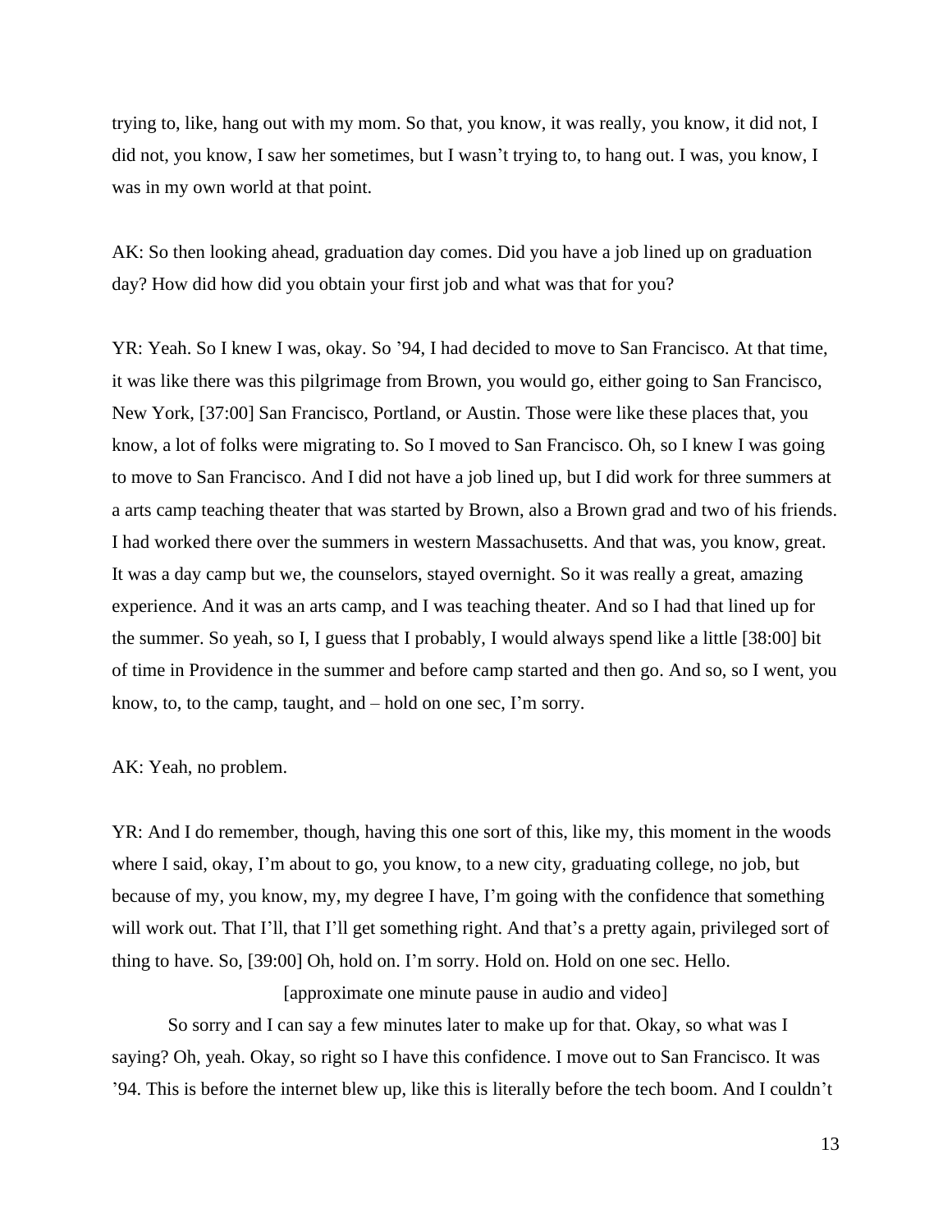trying to, like, hang out with my mom. So that, you know, it was really, you know, it did not, I did not, you know, I saw her sometimes, but I wasn't trying to, to hang out. I was, you know, I was in my own world at that point.

AK: So then looking ahead, graduation day comes. Did you have a job lined up on graduation day? How did how did you obtain your first job and what was that for you?

YR: Yeah. So I knew I was, okay. So '94, I had decided to move to San Francisco. At that time, it was like there was this pilgrimage from Brown, you would go, either going to San Francisco, New York, [37:00] San Francisco, Portland, or Austin. Those were like these places that, you know, a lot of folks were migrating to. So I moved to San Francisco. Oh, so I knew I was going to move to San Francisco. And I did not have a job lined up, but I did work for three summers at a arts camp teaching theater that was started by Brown, also a Brown grad and two of his friends. I had worked there over the summers in western Massachusetts. And that was, you know, great. It was a day camp but we, the counselors, stayed overnight. So it was really a great, amazing experience. And it was an arts camp, and I was teaching theater. And so I had that lined up for the summer. So yeah, so I, I guess that I probably, I would always spend like a little [38:00] bit of time in Providence in the summer and before camp started and then go. And so, so I went, you know, to, to the camp, taught, and – hold on one sec, I'm sorry.

AK: Yeah, no problem.

YR: And I do remember, though, having this one sort of this, like my, this moment in the woods where I said, okay, I'm about to go, you know, to a new city, graduating college, no job, but because of my, you know, my, my degree I have, I'm going with the confidence that something will work out. That I'll, that I'll get something right. And that's a pretty again, privileged sort of thing to have. So, [39:00] Oh, hold on. I'm sorry. Hold on. Hold on one sec. Hello.

[approximate one minute pause in audio and video]

So sorry and I can say a few minutes later to make up for that. Okay, so what was I saying? Oh, yeah. Okay, so right so I have this confidence. I move out to San Francisco. It was '94. This is before the internet blew up, like this is literally before the tech boom. And I couldn't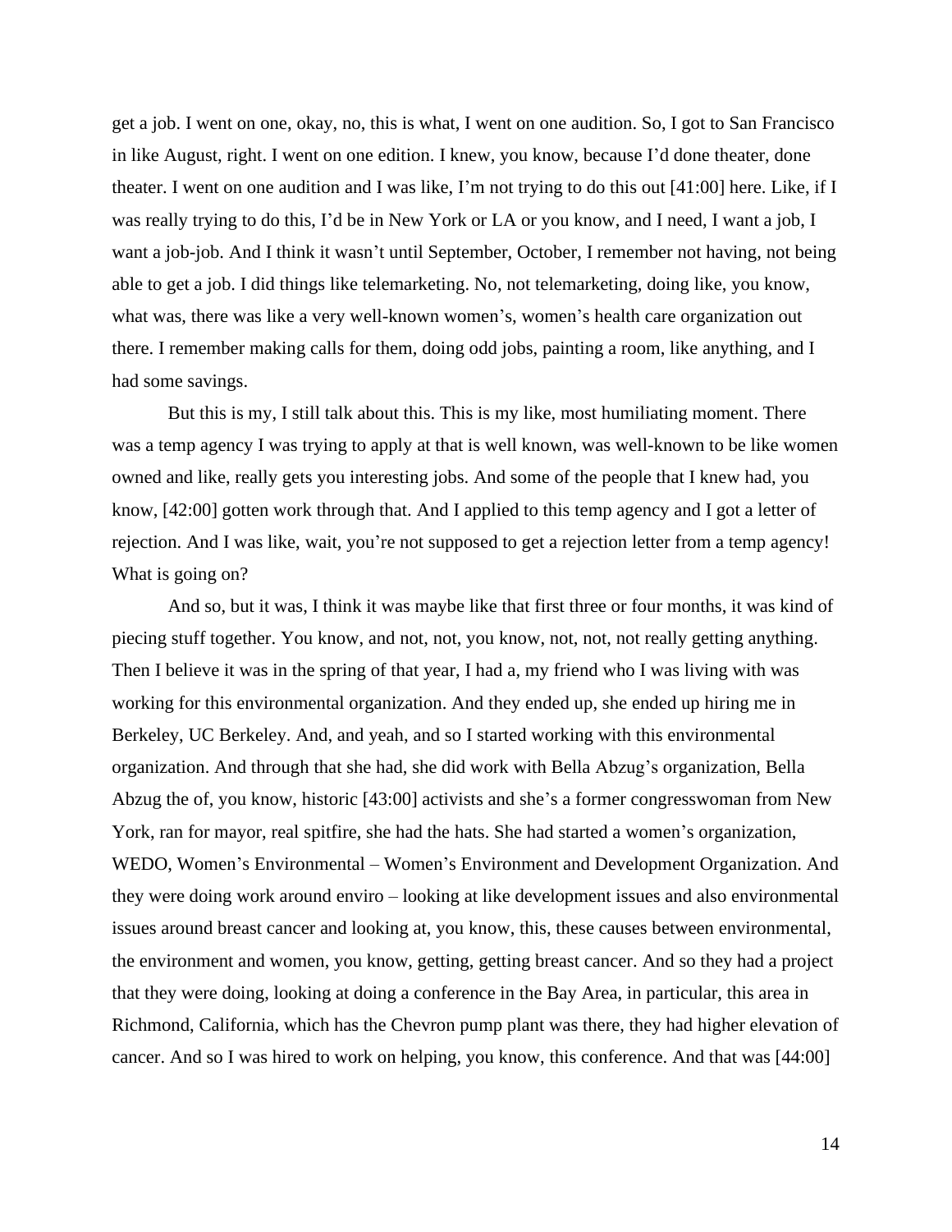get a job. I went on one, okay, no, this is what, I went on one audition. So, I got to San Francisco in like August, right. I went on one edition. I knew, you know, because I'd done theater, done theater. I went on one audition and I was like, I'm not trying to do this out [41:00] here. Like, if I was really trying to do this, I'd be in New York or LA or you know, and I need, I want a job, I want a job-job. And I think it wasn't until September, October, I remember not having, not being able to get a job. I did things like telemarketing. No, not telemarketing, doing like, you know, what was, there was like a very well-known women's, women's health care organization out there. I remember making calls for them, doing odd jobs, painting a room, like anything, and I had some savings.

But this is my, I still talk about this. This is my like, most humiliating moment. There was a temp agency I was trying to apply at that is well known, was well-known to be like women owned and like, really gets you interesting jobs. And some of the people that I knew had, you know, [42:00] gotten work through that. And I applied to this temp agency and I got a letter of rejection. And I was like, wait, you're not supposed to get a rejection letter from a temp agency! What is going on?

And so, but it was, I think it was maybe like that first three or four months, it was kind of piecing stuff together. You know, and not, not, you know, not, not, not really getting anything. Then I believe it was in the spring of that year, I had a, my friend who I was living with was working for this environmental organization. And they ended up, she ended up hiring me in Berkeley, UC Berkeley. And, and yeah, and so I started working with this environmental organization. And through that she had, she did work with Bella Abzug's organization, Bella Abzug the of, you know, historic [43:00] activists and she's a former congresswoman from New York, ran for mayor, real spitfire, she had the hats. She had started a women's organization, WEDO, Women's Environmental – Women's Environment and Development Organization. And they were doing work around enviro – looking at like development issues and also environmental issues around breast cancer and looking at, you know, this, these causes between environmental, the environment and women, you know, getting, getting breast cancer. And so they had a project that they were doing, looking at doing a conference in the Bay Area, in particular, this area in Richmond, California, which has the Chevron pump plant was there, they had higher elevation of cancer. And so I was hired to work on helping, you know, this conference. And that was [44:00]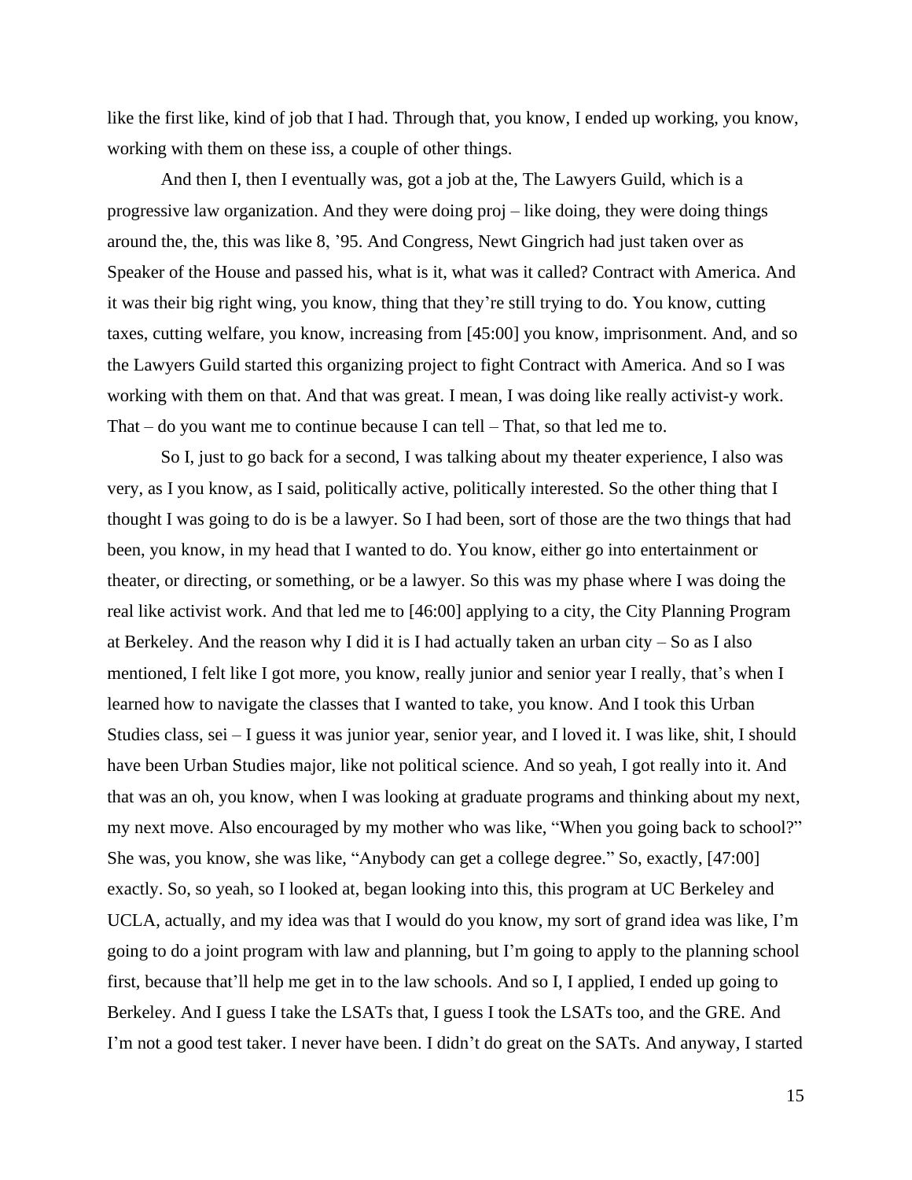like the first like, kind of job that I had. Through that, you know, I ended up working, you know, working with them on these iss, a couple of other things.

And then I, then I eventually was, got a job at the, The Lawyers Guild, which is a progressive law organization. And they were doing proj – like doing, they were doing things around the, the, this was like 8, '95. And Congress, Newt Gingrich had just taken over as Speaker of the House and passed his, what is it, what was it called? Contract with America. And it was their big right wing, you know, thing that they're still trying to do. You know, cutting taxes, cutting welfare, you know, increasing from [45:00] you know, imprisonment. And, and so the Lawyers Guild started this organizing project to fight Contract with America. And so I was working with them on that. And that was great. I mean, I was doing like really activist-y work. That – do you want me to continue because I can tell – That, so that led me to.

So I, just to go back for a second, I was talking about my theater experience, I also was very, as I you know, as I said, politically active, politically interested. So the other thing that I thought I was going to do is be a lawyer. So I had been, sort of those are the two things that had been, you know, in my head that I wanted to do. You know, either go into entertainment or theater, or directing, or something, or be a lawyer. So this was my phase where I was doing the real like activist work. And that led me to [46:00] applying to a city, the City Planning Program at Berkeley. And the reason why I did it is I had actually taken an urban city – So as I also mentioned, I felt like I got more, you know, really junior and senior year I really, that's when I learned how to navigate the classes that I wanted to take, you know. And I took this Urban Studies class, sei – I guess it was junior year, senior year, and I loved it. I was like, shit, I should have been Urban Studies major, like not political science. And so yeah, I got really into it. And that was an oh, you know, when I was looking at graduate programs and thinking about my next, my next move. Also encouraged by my mother who was like, "When you going back to school?" She was, you know, she was like, "Anybody can get a college degree." So, exactly, [47:00] exactly. So, so yeah, so I looked at, began looking into this, this program at UC Berkeley and UCLA, actually, and my idea was that I would do you know, my sort of grand idea was like, I'm going to do a joint program with law and planning, but I'm going to apply to the planning school first, because that'll help me get in to the law schools. And so I, I applied, I ended up going to Berkeley. And I guess I take the LSATs that, I guess I took the LSATs too, and the GRE. And I'm not a good test taker. I never have been. I didn't do great on the SATs. And anyway, I started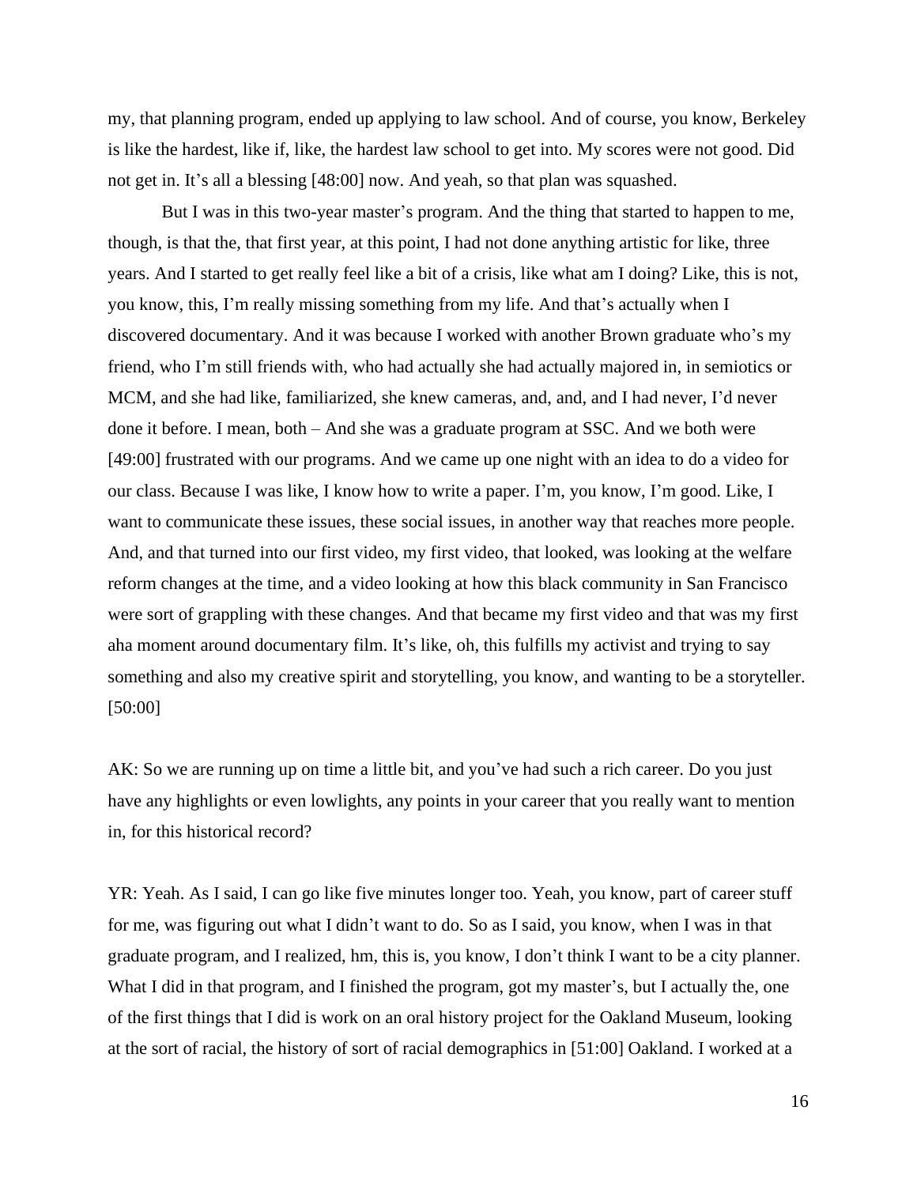my, that planning program, ended up applying to law school. And of course, you know, Berkeley is like the hardest, like if, like, the hardest law school to get into. My scores were not good. Did not get in. It's all a blessing [48:00] now. And yeah, so that plan was squashed.

But I was in this two-year master's program. And the thing that started to happen to me, though, is that the, that first year, at this point, I had not done anything artistic for like, three years. And I started to get really feel like a bit of a crisis, like what am I doing? Like, this is not, you know, this, I'm really missing something from my life. And that's actually when I discovered documentary. And it was because I worked with another Brown graduate who's my friend, who I'm still friends with, who had actually she had actually majored in, in semiotics or MCM, and she had like, familiarized, she knew cameras, and, and, and I had never, I'd never done it before. I mean, both – And she was a graduate program at SSC. And we both were [49:00] frustrated with our programs. And we came up one night with an idea to do a video for our class. Because I was like, I know how to write a paper. I'm, you know, I'm good. Like, I want to communicate these issues, these social issues, in another way that reaches more people. And, and that turned into our first video, my first video, that looked, was looking at the welfare reform changes at the time, and a video looking at how this black community in San Francisco were sort of grappling with these changes. And that became my first video and that was my first aha moment around documentary film. It's like, oh, this fulfills my activist and trying to say something and also my creative spirit and storytelling, you know, and wanting to be a storyteller. [50:00]

AK: So we are running up on time a little bit, and you've had such a rich career. Do you just have any highlights or even lowlights, any points in your career that you really want to mention in, for this historical record?

YR: Yeah. As I said, I can go like five minutes longer too. Yeah, you know, part of career stuff for me, was figuring out what I didn't want to do. So as I said, you know, when I was in that graduate program, and I realized, hm, this is, you know, I don't think I want to be a city planner. What I did in that program, and I finished the program, got my master's, but I actually the, one of the first things that I did is work on an oral history project for the Oakland Museum, looking at the sort of racial, the history of sort of racial demographics in [51:00] Oakland. I worked at a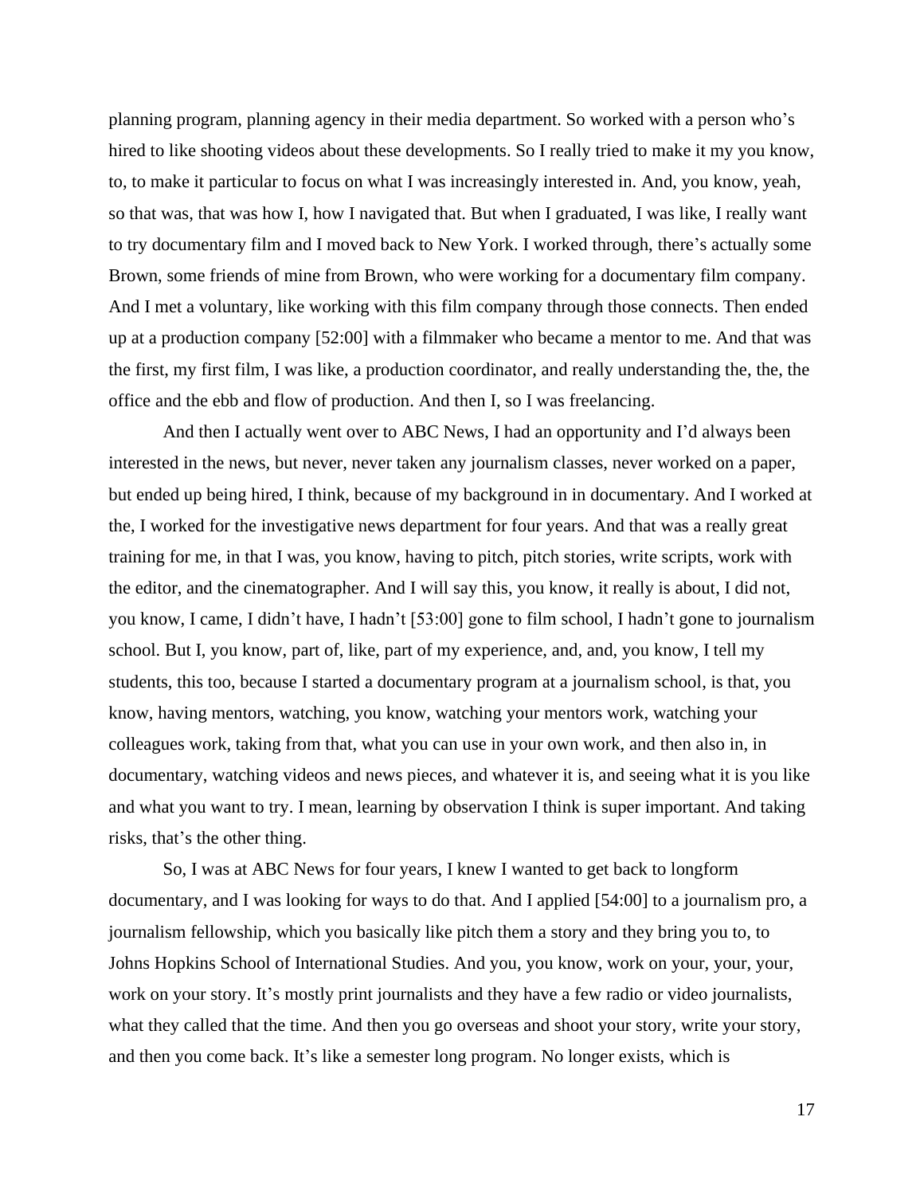planning program, planning agency in their media department. So worked with a person who's hired to like shooting videos about these developments. So I really tried to make it my you know, to, to make it particular to focus on what I was increasingly interested in. And, you know, yeah, so that was, that was how I, how I navigated that. But when I graduated, I was like, I really want to try documentary film and I moved back to New York. I worked through, there's actually some Brown, some friends of mine from Brown, who were working for a documentary film company. And I met a voluntary, like working with this film company through those connects. Then ended up at a production company [52:00] with a filmmaker who became a mentor to me. And that was the first, my first film, I was like, a production coordinator, and really understanding the, the, the office and the ebb and flow of production. And then I, so I was freelancing.

And then I actually went over to ABC News, I had an opportunity and I'd always been interested in the news, but never, never taken any journalism classes, never worked on a paper, but ended up being hired, I think, because of my background in in documentary. And I worked at the, I worked for the investigative news department for four years. And that was a really great training for me, in that I was, you know, having to pitch, pitch stories, write scripts, work with the editor, and the cinematographer. And I will say this, you know, it really is about, I did not, you know, I came, I didn't have, I hadn't [53:00] gone to film school, I hadn't gone to journalism school. But I, you know, part of, like, part of my experience, and, and, you know, I tell my students, this too, because I started a documentary program at a journalism school, is that, you know, having mentors, watching, you know, watching your mentors work, watching your colleagues work, taking from that, what you can use in your own work, and then also in, in documentary, watching videos and news pieces, and whatever it is, and seeing what it is you like and what you want to try. I mean, learning by observation I think is super important. And taking risks, that's the other thing.

So, I was at ABC News for four years, I knew I wanted to get back to longform documentary, and I was looking for ways to do that. And I applied [54:00] to a journalism pro, a journalism fellowship, which you basically like pitch them a story and they bring you to, to Johns Hopkins School of International Studies. And you, you know, work on your, your, your, work on your story. It's mostly print journalists and they have a few radio or video journalists, what they called that the time. And then you go overseas and shoot your story, write your story, and then you come back. It's like a semester long program. No longer exists, which is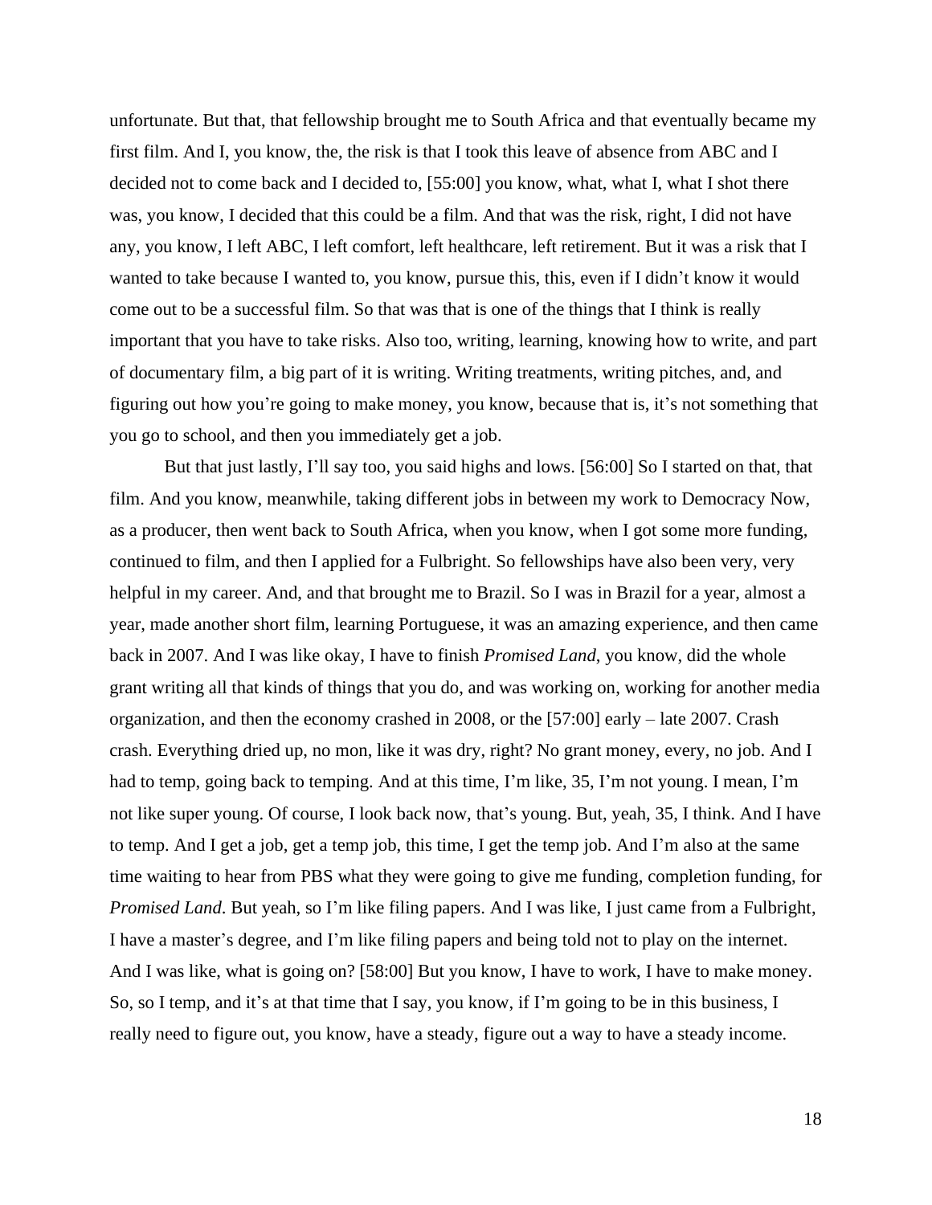unfortunate. But that, that fellowship brought me to South Africa and that eventually became my first film. And I, you know, the, the risk is that I took this leave of absence from ABC and I decided not to come back and I decided to, [55:00] you know, what, what I, what I shot there was, you know, I decided that this could be a film. And that was the risk, right, I did not have any, you know, I left ABC, I left comfort, left healthcare, left retirement. But it was a risk that I wanted to take because I wanted to, you know, pursue this, this, even if I didn't know it would come out to be a successful film. So that was that is one of the things that I think is really important that you have to take risks. Also too, writing, learning, knowing how to write, and part of documentary film, a big part of it is writing. Writing treatments, writing pitches, and, and figuring out how you're going to make money, you know, because that is, it's not something that you go to school, and then you immediately get a job.

But that just lastly, I'll say too, you said highs and lows. [56:00] So I started on that, that film. And you know, meanwhile, taking different jobs in between my work to Democracy Now, as a producer, then went back to South Africa, when you know, when I got some more funding, continued to film, and then I applied for a Fulbright. So fellowships have also been very, very helpful in my career. And, and that brought me to Brazil. So I was in Brazil for a year, almost a year, made another short film, learning Portuguese, it was an amazing experience, and then came back in 2007. And I was like okay, I have to finish *Promised Land*, you know, did the whole grant writing all that kinds of things that you do, and was working on, working for another media organization, and then the economy crashed in 2008, or the [57:00] early – late 2007. Crash crash. Everything dried up, no mon, like it was dry, right? No grant money, every, no job. And I had to temp, going back to temping. And at this time, I'm like, 35, I'm not young. I mean, I'm not like super young. Of course, I look back now, that's young. But, yeah, 35, I think. And I have to temp. And I get a job, get a temp job, this time, I get the temp job. And I'm also at the same time waiting to hear from PBS what they were going to give me funding, completion funding, for *Promised Land*. But yeah, so I'm like filing papers. And I was like, I just came from a Fulbright, I have a master's degree, and I'm like filing papers and being told not to play on the internet. And I was like, what is going on? [58:00] But you know, I have to work, I have to make money. So, so I temp, and it's at that time that I say, you know, if I'm going to be in this business, I really need to figure out, you know, have a steady, figure out a way to have a steady income.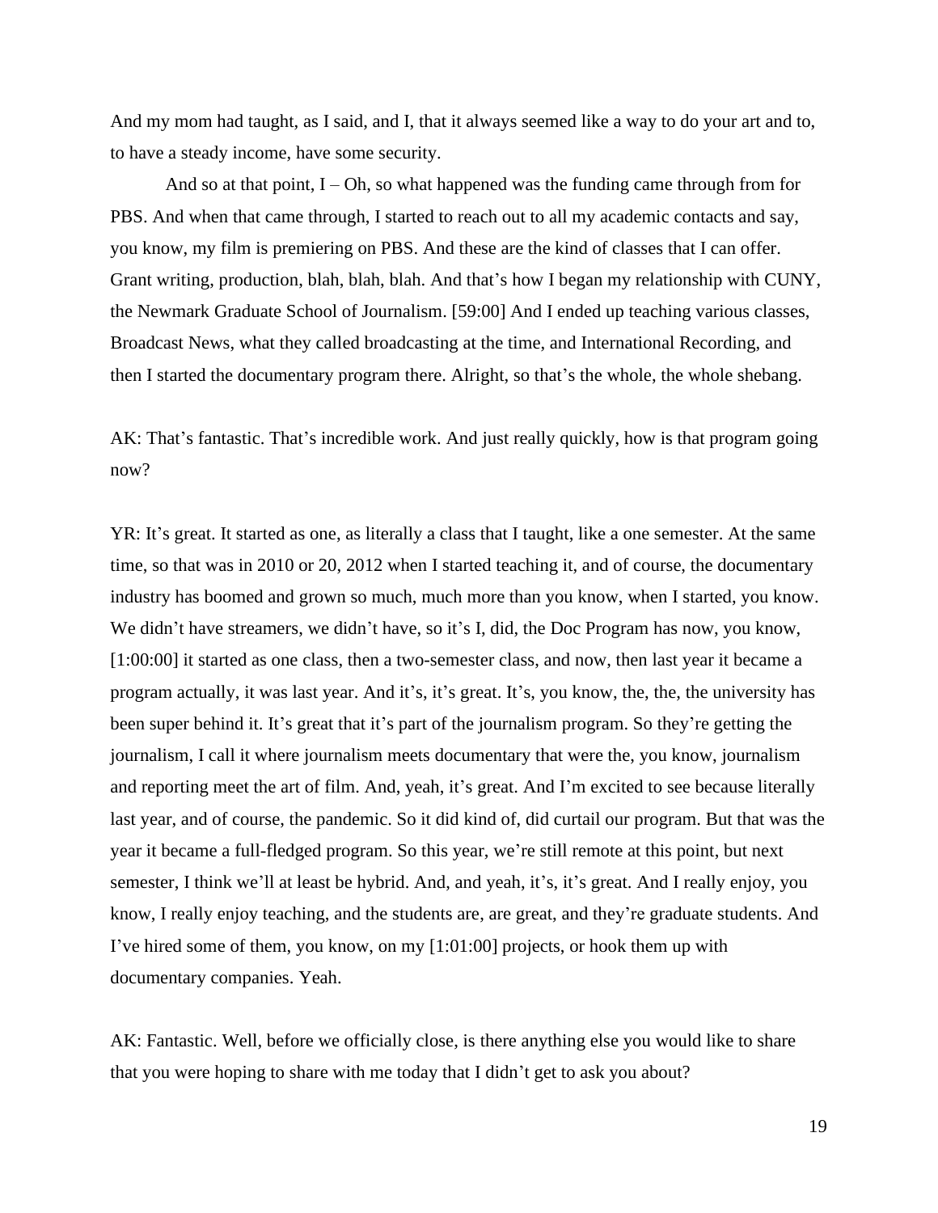And my mom had taught, as I said, and I, that it always seemed like a way to do your art and to, to have a steady income, have some security.

And so at that point, I – Oh, so what happened was the funding came through from for PBS. And when that came through, I started to reach out to all my academic contacts and say, you know, my film is premiering on PBS. And these are the kind of classes that I can offer. Grant writing, production, blah, blah, blah. And that's how I began my relationship with CUNY, the Newmark Graduate School of Journalism. [59:00] And I ended up teaching various classes, Broadcast News, what they called broadcasting at the time, and International Recording, and then I started the documentary program there. Alright, so that's the whole, the whole shebang.

AK: That's fantastic. That's incredible work. And just really quickly, how is that program going now?

YR: It's great. It started as one, as literally a class that I taught, like a one semester. At the same time, so that was in 2010 or 20, 2012 when I started teaching it, and of course, the documentary industry has boomed and grown so much, much more than you know, when I started, you know. We didn't have streamers, we didn't have, so it's I, did, the Doc Program has now, you know, [1:00:00] it started as one class, then a two-semester class, and now, then last year it became a program actually, it was last year. And it's, it's great. It's, you know, the, the, the university has been super behind it. It's great that it's part of the journalism program. So they're getting the journalism, I call it where journalism meets documentary that were the, you know, journalism and reporting meet the art of film. And, yeah, it's great. And I'm excited to see because literally last year, and of course, the pandemic. So it did kind of, did curtail our program. But that was the year it became a full-fledged program. So this year, we're still remote at this point, but next semester, I think we'll at least be hybrid. And, and yeah, it's, it's great. And I really enjoy, you know, I really enjoy teaching, and the students are, are great, and they're graduate students. And I've hired some of them, you know, on my [1:01:00] projects, or hook them up with documentary companies. Yeah.

AK: Fantastic. Well, before we officially close, is there anything else you would like to share that you were hoping to share with me today that I didn't get to ask you about?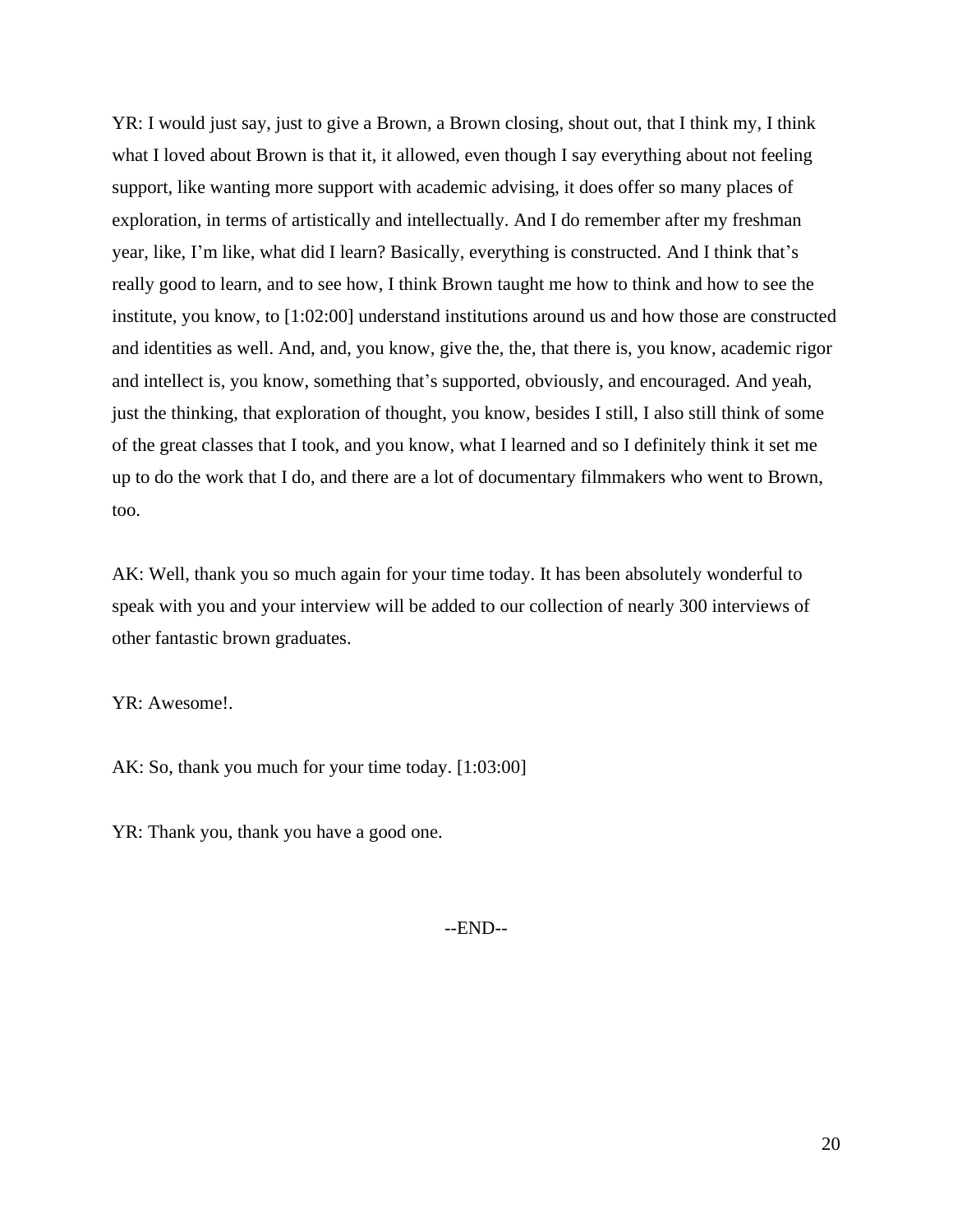YR: I would just say, just to give a Brown, a Brown closing, shout out, that I think my, I think what I loved about Brown is that it, it allowed, even though I say everything about not feeling support, like wanting more support with academic advising, it does offer so many places of exploration, in terms of artistically and intellectually. And I do remember after my freshman year, like, I'm like, what did I learn? Basically, everything is constructed. And I think that's really good to learn, and to see how, I think Brown taught me how to think and how to see the institute, you know, to [1:02:00] understand institutions around us and how those are constructed and identities as well. And, and, you know, give the, the, that there is, you know, academic rigor and intellect is, you know, something that's supported, obviously, and encouraged. And yeah, just the thinking, that exploration of thought, you know, besides I still, I also still think of some of the great classes that I took, and you know, what I learned and so I definitely think it set me up to do the work that I do, and there are a lot of documentary filmmakers who went to Brown, too.

AK: Well, thank you so much again for your time today. It has been absolutely wonderful to speak with you and your interview will be added to our collection of nearly 300 interviews of other fantastic brown graduates.

YR: Awesome!.

AK: So, thank you much for your time today. [1:03:00]

YR: Thank you, thank you have a good one.

--END--